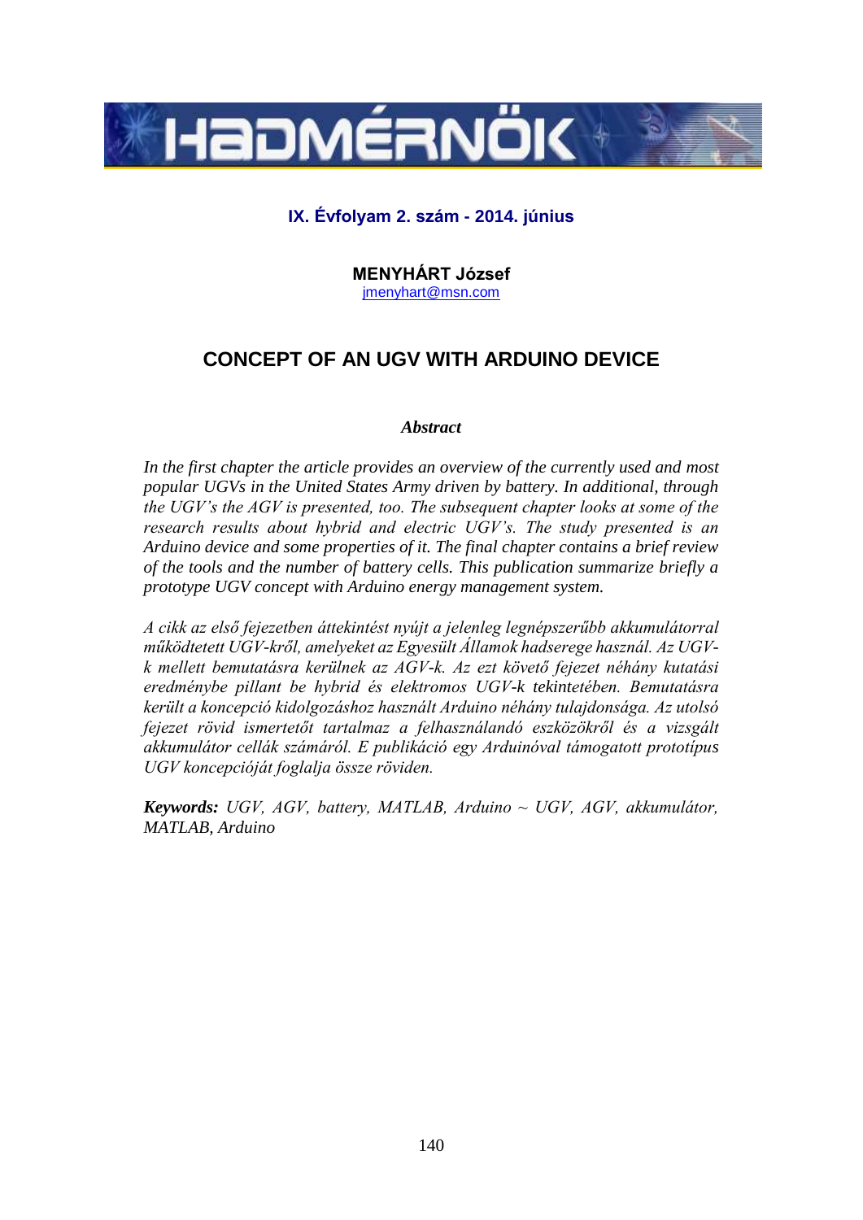**MENYHÁRT József**
jmenyhart@msn.com

# CONCEPT OF AN UGV WITH ARDUINO DEVICE

***Abstract***

*In the first chapter the article provides an overview of the currently used and most popular UGVs in the United States Army driven by battery. In additional, through the UGV's the AGV is presented, too. The subsequent chapter looks at some of the research results about hybrid and electric UGV's. The study presented is an Arduino device and some properties of it. The final chapter contains a brief review of the tools and the number of battery cells. This publication summarize briefly a prototype UGV concept with Arduino energy management system.*

*A cikk az első fejezetben áttekintést nyújt a jelenleg legnépszerűbb akkumulátorral működtetett UGV-kről, amelyeket az Egyesült Államok hadserege használ. Az UGV-k mellett bemutatásra kerülnek az AGV-k. Az ezt követő fejezet néhány kutatási eredménybe pillant be hybrid és elektromos UGV-k tekintetében. Bemutatásra került a koncepció kidolgozáshoz használt Arduino néhány tulajdonsága. Az utolsó fejezet rövid ismertetőt tartalmaz a felhasználandó eszközökről és a vizsgált akkumulátor cellák számáról. E publikáció egy Arduinóval támogatott prototípus UGV koncepcióját foglalja össze röviden.*

***Keywords:*** *UGV, AGV, battery, MATLAB, Arduino ~ UGV, AGV, akkumulátor, MATLAB, Arduino*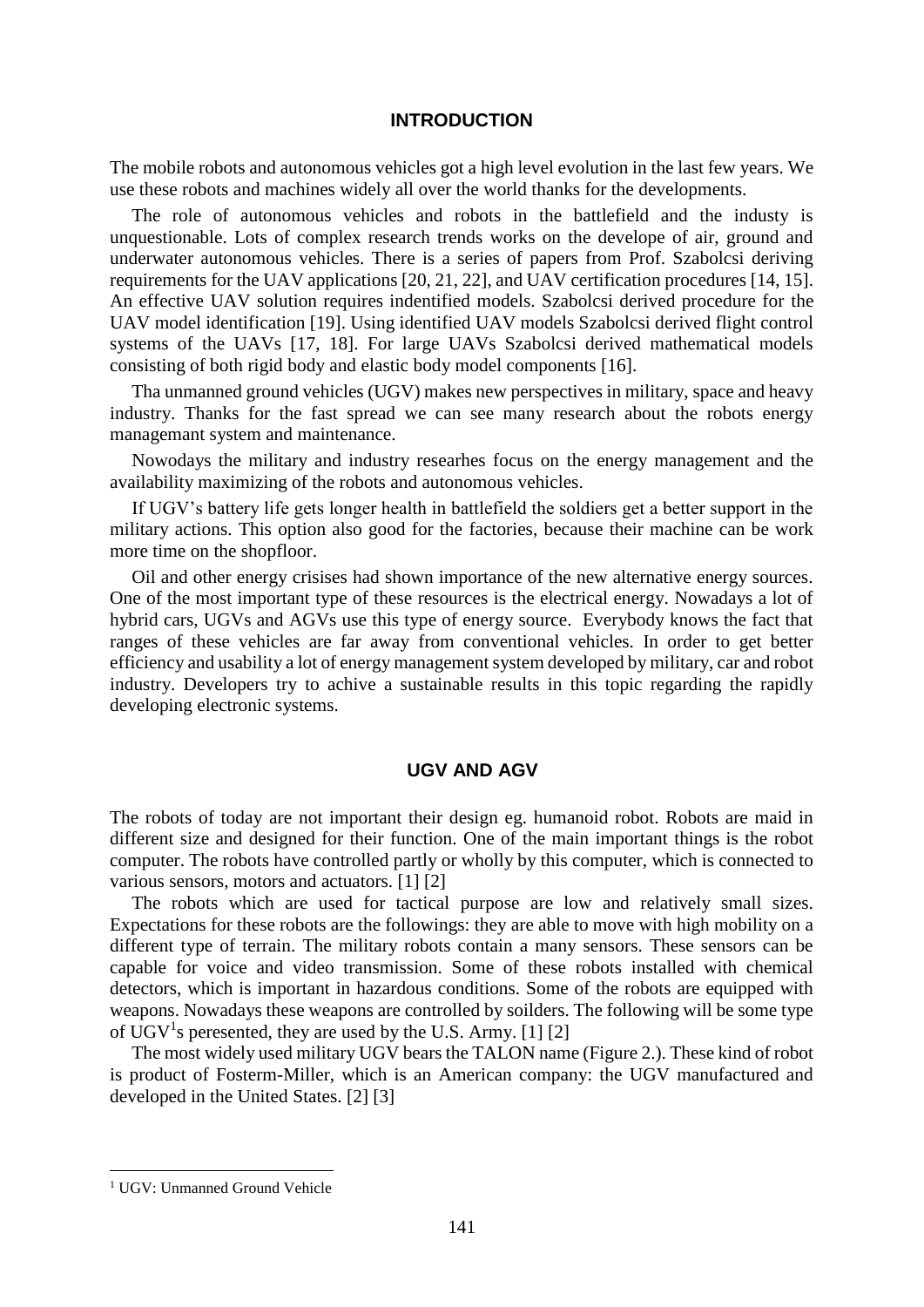## INTRODUCTION

The mobile robots and autonomous vehicles got a high level evolution in the last few years. We use these robots and machines widely all over the world thanks for the developments.

The role of autonomous vehicles and robots in the battlefield and the industy is unquestionable. Lots of complex research trends works on the develope of air, ground and underwater autonomous vehicles. There is a series of papers from Prof. Szabolcsi deriving requirements for the UAV applications [20, 21, 22], and UAV certification procedures [14, 15]. An effective UAV solution requires indentified models. Szabolcsi derived procedure for the UAV model identification [19]. Using identified UAV models Szabolcsi derived flight control systems of the UAVs [17, 18]. For large UAVs Szabolcsi derived mathematical models consisting of both rigid body and elastic body model components [16].

Tha unmanned ground vehicles (UGV) makes new perspectives in military, space and heavy industry. Thanks for the fast spread we can see many research about the robots energy managemant system and maintenance.

Nowodays the military and industry researhes focus on the energy management and the availability maximizing of the robots and autonomous vehicles.

If UGV's battery life gets longer health in battlefield the soldiers get a better support in the military actions. This option also good for the factories, because their machine can be work more time on the shopfloor.

Oil and other energy crisises had shown importance of the new alternative energy sources. One of the most important type of these resources is the electrical energy. Nowadays a lot of hybrid cars, UGVs and AGVs use this type of energy source. Everybody knows the fact that ranges of these vehicles are far away from conventional vehicles. In order to get better efficiency and usability a lot of energy management system developed by military, car and robot industry. Developers try to achive a sustainable results in this topic regarding the rapidly developing electronic systems.

## UGV AND AGV

The robots of today are not important their design eg. humanoid robot. Robots are maid in different size and designed for their function. One of the main important things is the robot computer. The robots have controlled partly or wholly by this computer, which is connected to various sensors, motors and actuators. [1] [2]

The robots which are used for tactical purpose are low and relatively small sizes. Expectations for these robots are the followings: they are able to move with high mobility on a different type of terrain. The military robots contain a many sensors. These sensors can be capable for voice and video transmission. Some of these robots installed with chemical detectors, which is important in hazardous conditions. Some of the robots are equipped with weapons. Nowadays these weapons are controlled by soilders. The following will be some type of UGV[1]s peresented, they are used by the U.S. Army. [1] [2]

The most widely used military UGV bears the TALON name (Figure 2.). These kind of robot is product of Fosterm-Miller, which is an American company: the UGV manufactured and developed in the United States. [2] [3]

[1] UGV: Unmanned Ground Vehicle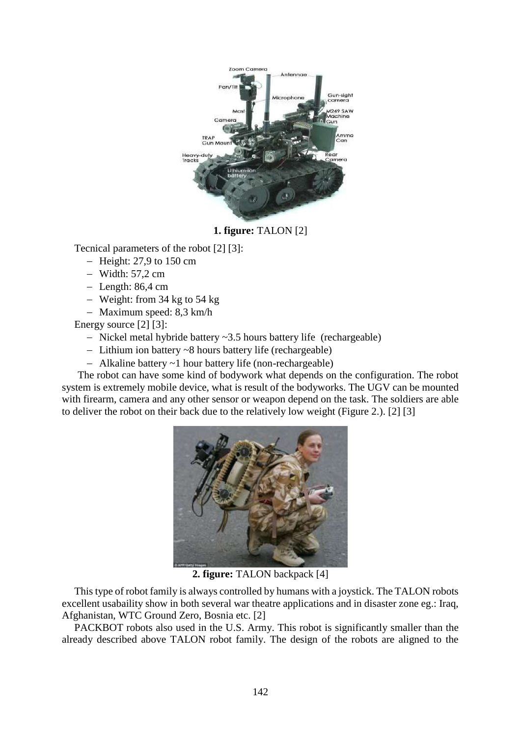1. figure: TALON [2]

Tecnical parameters of the robot [2] [3]:

- Height: 27,9 to 150 cm
- Width: 57,2 cm
- Length: 86,4 cm
- Weight: from 34 kg to 54 kg
- Maximum speed: 8,3 km/h

Energy source [2] [3]:

- Nickel metal hybride battery ~3.5 hours battery life (rechargeable)
- Lithium ion battery ~8 hours battery life (rechargeable)
- Alkaline battery ~1 hour battery life (non-rechargeable)

The robot can have some kind of bodywork what depends on the configuration. The robot system is extremely mobile device, what is result of the bodyworks. The UGV can be mounted with firearm, camera and any other sensor or weapon depend on the task. The soldiers are able to deliver the robot on their back due to the relatively low weight (Figure 2.). [2] [3]

2. figure: TALON backpack [4]

This type of robot family is always controlled by humans with a joystick. The TALON robots excellent usabaility show in both several war theatre applications and in disaster zone eg.: Iraq, Afghanistan, WTC Ground Zero, Bosnia etc. [2]

PACKBOT robots also used in the U.S. Army. This robot is significantly smaller than the already described above TALON robot family. The design of the robots are aligned to the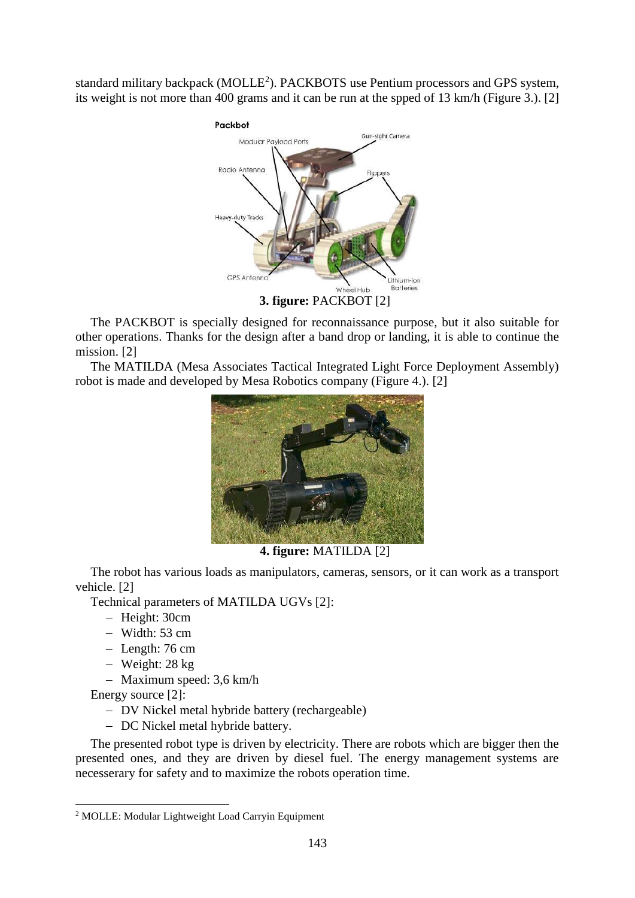standard military backpack (MOLLE[2]). PACKBOTS use Pentium processors and GPS system, its weight is not more than 400 grams and it can be run at the spped of 13 km/h (Figure 3.). [2]

Packbot

Modular Payload Ports

Gun-sight Camera

Radio Antenna

Flippers

Heavy-duty Tracks

GPS Antenna

Lithium-ion Batteries

Wheel Hub

**3. figure:** PACKBOT [2]

The PACKBOT is specially designed for reconnaissance purpose, but it also suitable for other operations. Thanks for the design after a band drop or landing, it is able to continue the mission. [2]

The MATILDA (Mesa Associates Tactical Integrated Light Force Deployment Assembly) robot is made and developed by Mesa Robotics company (Figure 4.). [2]

**4. figure:** MATILDA [2]

The robot has various loads as manipulators, cameras, sensors, or it can work as a transport vehicle. [2]

Technical parameters of MATILDA UGVs [2]:

- Height: 30cm
- Width: 53 cm
- Length: 76 cm
- Weight: 28 kg
- Maximum speed: 3,6 km/h

Energy source [2]:

- DV Nickel metal hybride battery (rechargeable)
- DC Nickel metal hybride battery.

The presented robot type is driven by electricity. There are robots which are bigger then the presented ones, and they are driven by diesel fuel. The energy management systems are necesserary for safety and to maximize the robots operation time.

[2] MOLLE: Modular Lightweight Load Carryin Equipment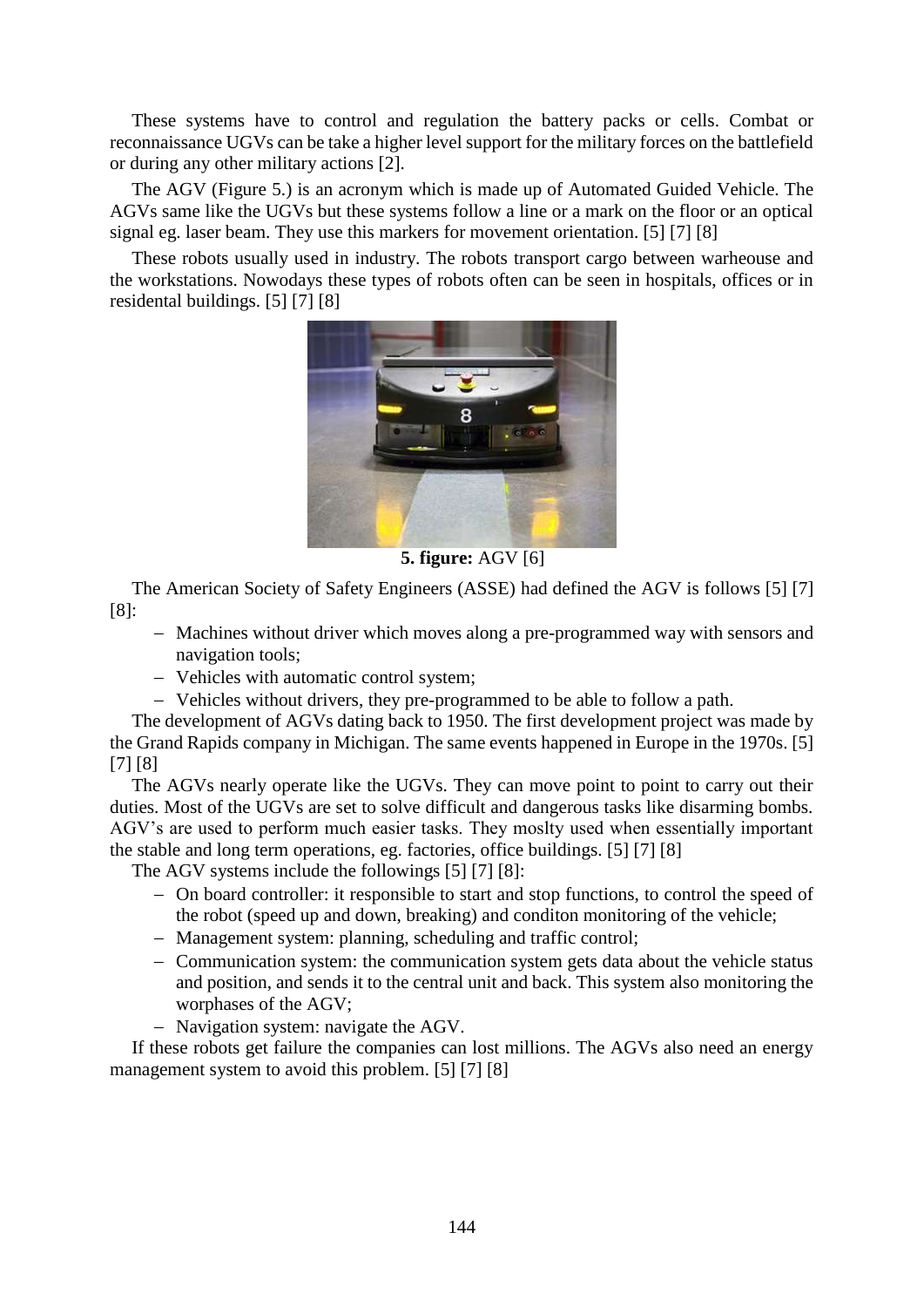These systems have to control and regulation the battery packs or cells. Combat or reconnaissance UGVs can be take a higher level support for the military forces on the battlefield or during any other military actions [2].

The AGV (Figure 5.) is an acronym which is made up of Automated Guided Vehicle. The AGVs same like the UGVs but these systems follow a line or a mark on the floor or an optical signal eg. laser beam. They use this markers for movement orientation. [5] [7] [8]

These robots usually used in industry. The robots transport cargo between warheouse and the workstations. Nowodays these types of robots often can be seen in hospitals, offices or in residental buildings. [5] [7] [8]

**5. figure:** AGV [6]

The American Society of Safety Engineers (ASSE) had defined the AGV is follows [5] [7] [8]:

- Machines without driver which moves along a pre-programmed way with sensors and navigation tools;
- Vehicles with automatic control system;
- Vehicles without drivers, they pre-programmed to be able to follow a path.

The development of AGVs dating back to 1950. The first development project was made by the Grand Rapids company in Michigan. The same events happened in Europe in the 1970s. [5] [7] [8]

The AGVs nearly operate like the UGVs. They can move point to point to carry out their duties. Most of the UGVs are set to solve difficult and dangerous tasks like disarming bombs. AGV's are used to perform much easier tasks. They moslty used when essentially important the stable and long term operations, eg. factories, office buildings. [5] [7] [8]

The AGV systems include the followings [5] [7] [8]:

- On board controller: it responsible to start and stop functions, to control the speed of the robot (speed up and down, breaking) and conditon monitoring of the vehicle;
- Management system: planning, scheduling and traffic control;
- Communication system: the communication system gets data about the vehicle status and position, and sends it to the central unit and back. This system also monitoring the worphases of the AGV;
- Navigation system: navigate the AGV.

If these robots get failure the companies can lost millions. The AGVs also need an energy management system to avoid this problem. [5] [7] [8]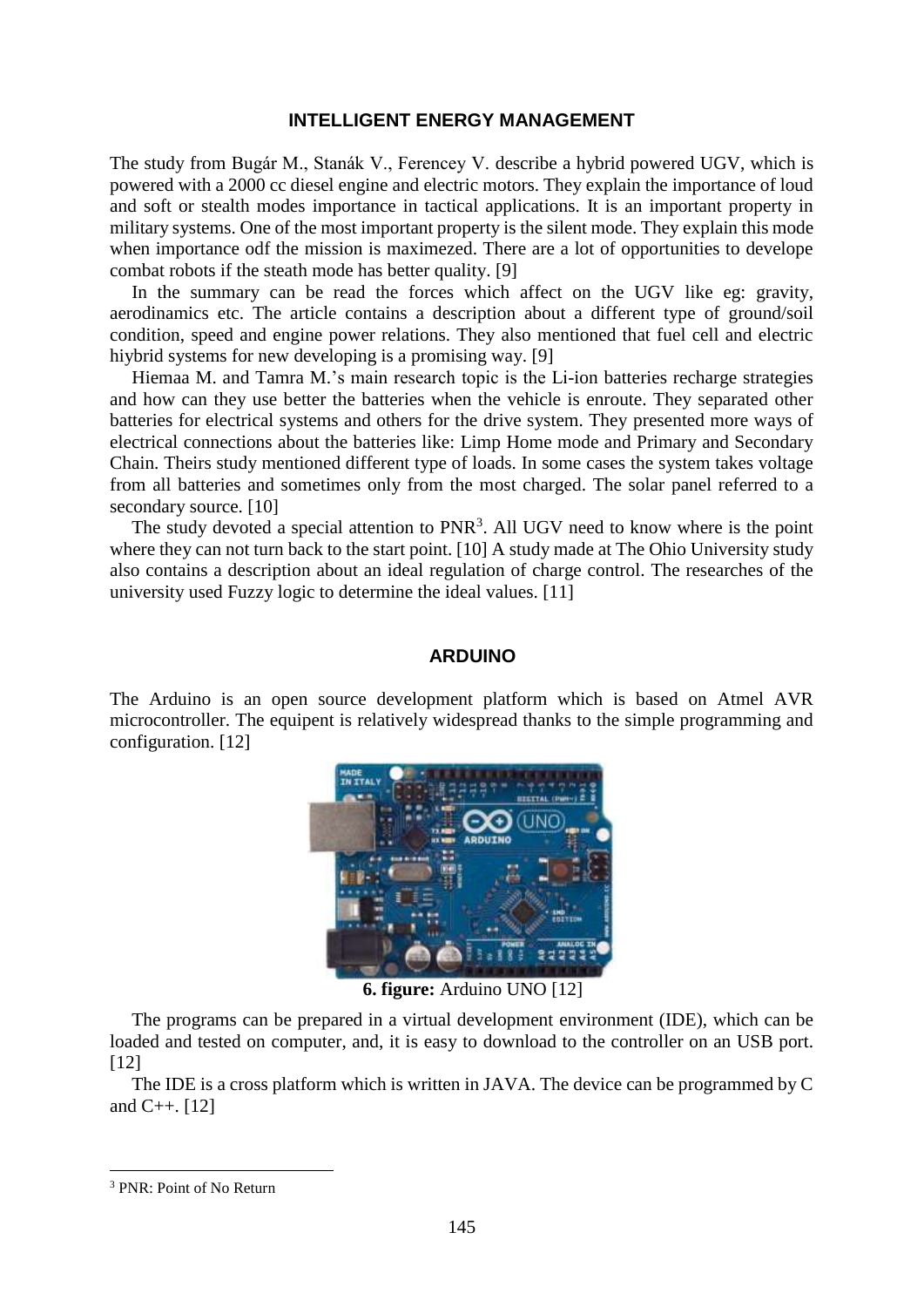## INTELLIGENT ENERGY MANAGEMENT

The study from Bugár M., Stanák V., Ferencey V. describe a hybrid powered UGV, which is powered with a 2000 cc diesel engine and electric motors. They explain the importance of loud and soft or stealth modes importance in tactical applications. It is an important property in military systems. One of the most important property is the silent mode. They explain this mode when importance odf the mission is maximezed. There are a lot of opportunities to develope combat robots if the steath mode has better quality. [9]

In the summary can be read the forces which affect on the UGV like eg: gravity, aerodinamics etc. The article contains a description about a different type of ground/soil condition, speed and engine power relations. They also mentioned that fuel cell and electric hiybrid systems for new developing is a promising way. [9]

Hiemaa M. and Tamra M.'s main research topic is the Li-ion batteries recharge strategies and how can they use better the batteries when the vehicle is enroute. They separated other batteries for electrical systems and others for the drive system. They presented more ways of electrical connections about the batteries like: Limp Home mode and Primary and Secondary Chain. Theirs study mentioned different type of loads. In some cases the system takes voltage from all batteries and sometimes only from the most charged. The solar panel referred to a secondary source. [10]

The study devoted a special attention to PNR[3]. All UGV need to know where is the point where they can not turn back to the start point. [10] A study made at The Ohio University study also contains a description about an ideal regulation of charge control. The researches of the university used Fuzzy logic to determine the ideal values. [11]

## ARDUINO

The Arduino is an open source development platform which is based on Atmel AVR microcontroller. The equipent is relatively widespread thanks to the simple programming and configuration. [12]

**6. figure:** Arduino UNO [12]

The programs can be prepared in a virtual development environment (IDE), which can be loaded and tested on computer, and, it is easy to download to the controller on an USB port. [12]

The IDE is a cross platform which is written in JAVA. The device can be programmed by C and C++. [12]

[3] PNR: Point of No Return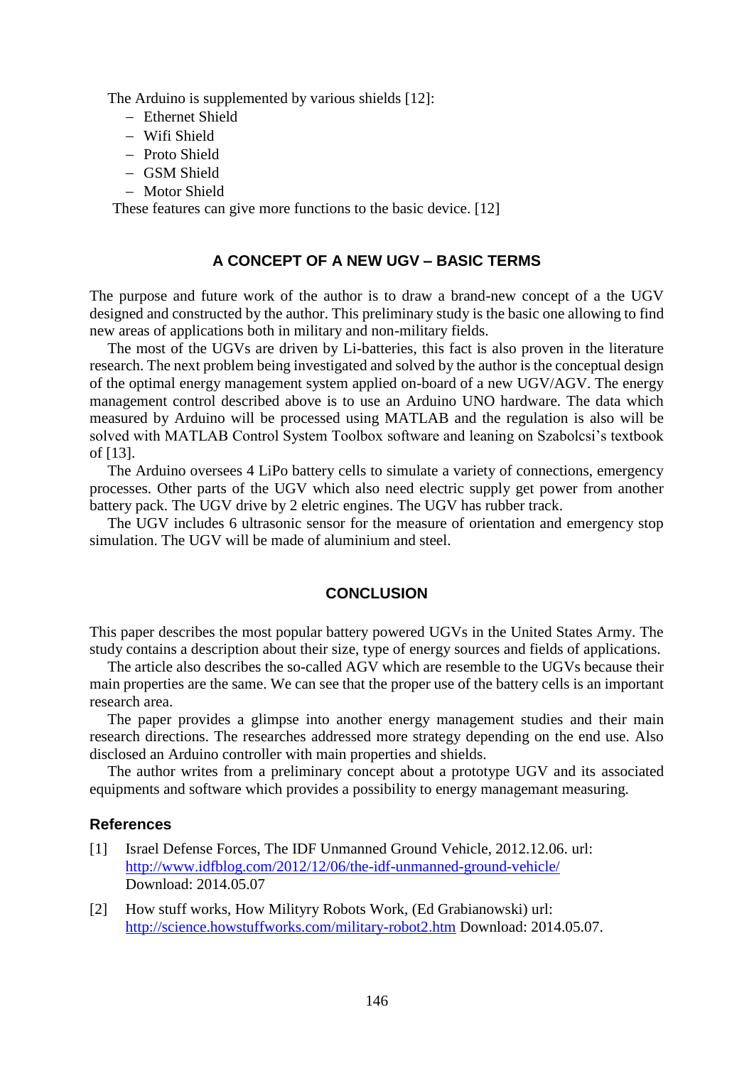The Arduino is supplemented by various shields [12]:

- Ethernet Shield
- Wifi Shield
- Proto Shield
- GSM Shield
- Motor Shield

These features can give more functions to the basic device. [12]

## A CONCEPT OF A NEW UGV – BASIC TERMS

The purpose and future work of the author is to draw a brand-new concept of a the UGV designed and constructed by the author. This preliminary study is the basic one allowing to find new areas of applications both in military and non-military fields.

The most of the UGVs are driven by Li-batteries, this fact is also proven in the literature research. The next problem being investigated and solved by the author is the conceptual design of the optimal energy management system applied on-board of a new UGV/AGV. The energy management control described above is to use an Arduino UNO hardware. The data which measured by Arduino will be processed using MATLAB and the regulation is also will be solved with MATLAB Control System Toolbox software and leaning on Szabolcsi's textbook of [13].

The Arduino oversees 4 LiPo battery cells to simulate a variety of connections, emergency processes. Other parts of the UGV which also need electric supply get power from another battery pack. The UGV drive by 2 eletric engines. The UGV has rubber track.

The UGV includes 6 ultrasonic sensor for the measure of orientation and emergency stop simulation. The UGV will be made of aluminium and steel.

## CONCLUSION

This paper describes the most popular battery powered UGVs in the United States Army. The study contains a description about their size, type of energy sources and fields of applications.

The article also describes the so-called AGV which are resemble to the UGVs because their main properties are the same. We can see that the proper use of the battery cells is an important research area.

The paper provides a glimpse into another energy management studies and their main research directions. The researches addressed more strategy depending on the end use. Also disclosed an Arduino controller with main properties and shields.

The author writes from a preliminary concept about a prototype UGV and its associated equipments and software which provides a possibility to energy managemant measuring.

### References

[1] Israel Defense Forces, The IDF Unmanned Ground Vehicle, 2012.12.06. url: http://www.idfblog.com/2012/12/06/the-idf-unmanned-ground-vehicle/ Download: 2014.05.07

[2] How stuff works, How Milityry Robots Work, (Ed Grabianowski) url: http://science.howstuffworks.com/military-robot2.htm Download: 2014.05.07.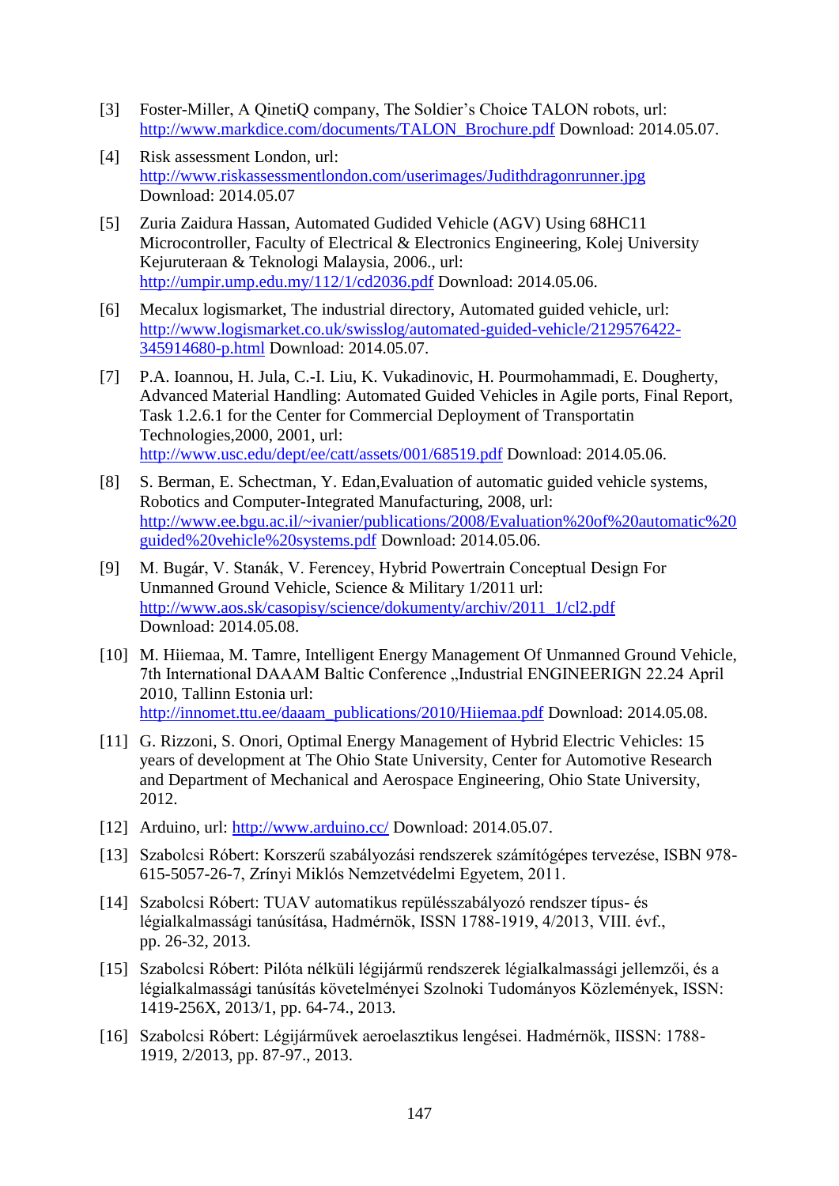[3] Foster-Miller, A QinetiQ company, The Soldier's Choice TALON robots, url: http://www.markdice.com/documents/TALON_Brochure.pdf Download: 2014.05.07.

[4] Risk assessment London, url: http://www.riskassessmentlondon.com/userimages/Judithdragonrunner.jpg Download: 2014.05.07

[5] Zuria Zaidura Hassan, Automated Gudided Vehicle (AGV) Using 68HC11 Microcontroller, Faculty of Electrical & Electronics Engineering, Kolej University Kejuruteraan & Teknologi Malaysia, 2006., url: http://umpir.ump.edu.my/112/1/cd2036.pdf Download: 2014.05.06.

[6] Mecalux logismarket, The industrial directory, Automated guided vehicle, url: http://www.logismarket.co.uk/swisslog/automated-guided-vehicle/2129576422-345914680-p.html Download: 2014.05.07.

[7] P.A. Ioannou, H. Jula, C.-I. Liu, K. Vukadinovic, H. Pourmohammadi, E. Dougherty, Advanced Material Handling: Automated Guided Vehicles in Agile ports, Final Report, Task 1.2.6.1 for the Center for Commercial Deployment of Transportatin Technologies,2000, 2001, url: http://www.usc.edu/dept/ee/catt/assets/001/68519.pdf Download: 2014.05.06.

[8] S. Berman, E. Schectman, Y. Edan,Evaluation of automatic guided vehicle systems, Robotics and Computer-Integrated Manufacturing, 2008, url: http://www.ee.bgu.ac.il/~ivanier/publications/2008/Evaluation%20of%20automatic%20guided%20vehicle%20systems.pdf Download: 2014.05.06.

[9] M. Bugár, V. Stanák, V. Ferencey, Hybrid Powertrain Conceptual Design For Unmanned Ground Vehicle, Science & Military 1/2011 url: http://www.aos.sk/casopisy/science/dokumenty/archiv/2011_1/cl2.pdf Download: 2014.05.08.

[10] M. Hiiemaa, M. Tamre, Intelligent Energy Management Of Unmanned Ground Vehicle, 7th International DAAAM Baltic Conference „Industrial ENGINEERIGN 22.24 April 2010, Tallinn Estonia url: http://innomet.ttu.ee/daaam_publications/2010/Hiiemaa.pdf Download: 2014.05.08.

[11] G. Rizzoni, S. Onori, Optimal Energy Management of Hybrid Electric Vehicles: 15 years of development at The Ohio State University, Center for Automotive Research and Department of Mechanical and Aerospace Engineering, Ohio State University, 2012.

[12] Arduino, url: http://www.arduino.cc/ Download: 2014.05.07.

[13] Szabolcsi Róbert: Korszerű szabályozási rendszerek számítógépes tervezése, ISBN 978-615-5057-26-7, Zrínyi Miklós Nemzetvédelmi Egyetem, 2011.

[14] Szabolcsi Róbert: TUAV automatikus repülésszabályozó rendszer típus- és légialkalmassági tanúsítása, Hadmérnök, ISSN 1788-1919, 4/2013, VIII. évf., pp. 26-32, 2013.

[15] Szabolcsi Róbert: Pilóta nélküli légijármű rendszerek légialkalmassági jellemzői, és a légialkalmassági tanúsítás követelményei Szolnoki Tudományos Közlemények, ISSN: 1419-256X, 2013/1, pp. 64-74., 2013.

[16] Szabolcsi Róbert: Légijárművek aeroelasztikus lengései. Hadmérnök, IISSN: 1788-1919, 2/2013, pp. 87-97., 2013.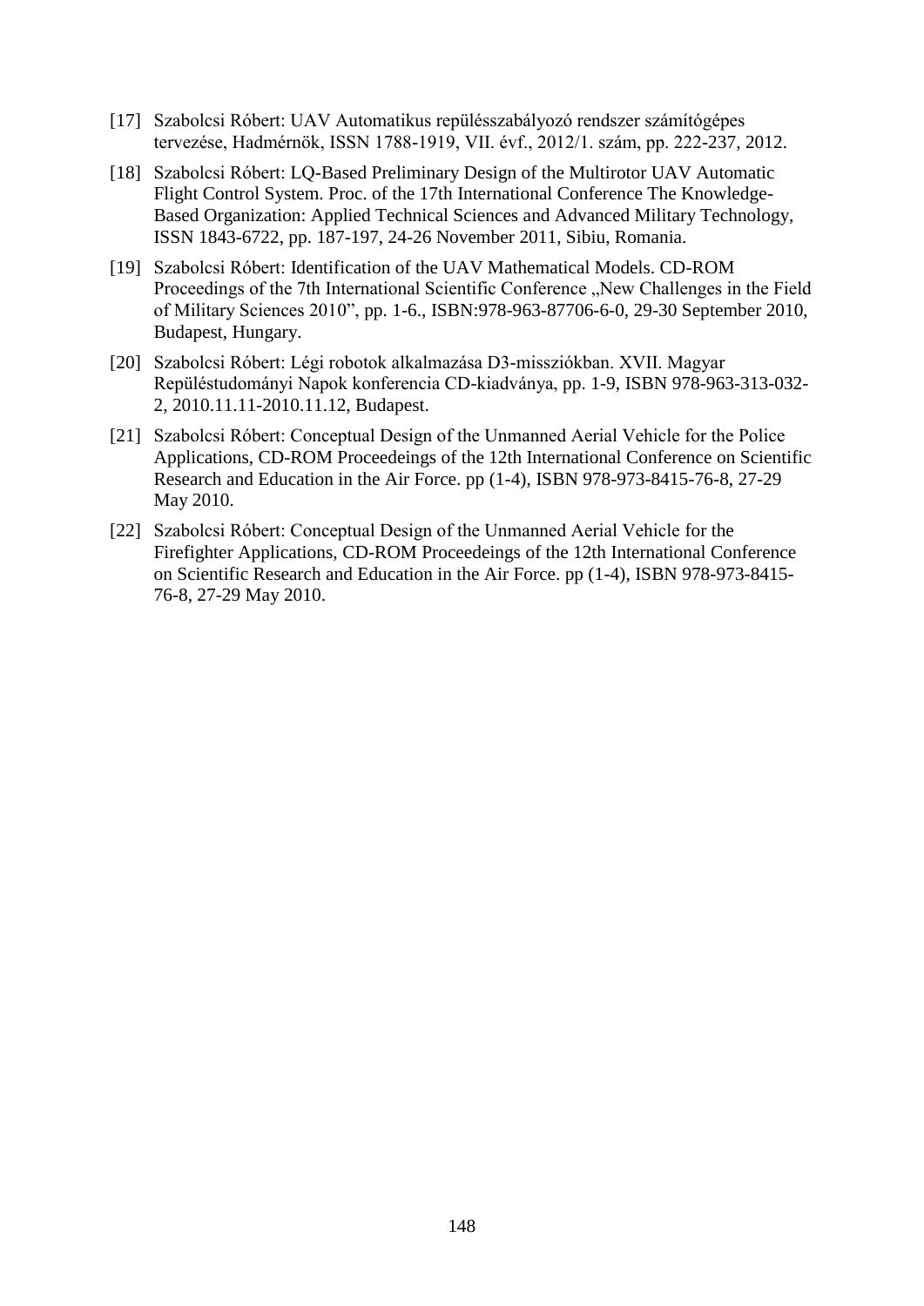[17] Szabolcsi Róbert: UAV Automatikus repülésszabályozó rendszer számítógépes tervezése, Hadmérnök, ISSN 1788-1919, VII. évf., 2012/1. szám, pp. 222-237, 2012.

[18] Szabolcsi Róbert: LQ-Based Preliminary Design of the Multirotor UAV Automatic Flight Control System. Proc. of the 17th International Conference The Knowledge-Based Organization: Applied Technical Sciences and Advanced Military Technology, ISSN 1843-6722, pp. 187-197, 24-26 November 2011, Sibiu, Romania.

[19] Szabolcsi Róbert: Identification of the UAV Mathematical Models. CD-ROM Proceedings of the 7th International Scientific Conference „New Challenges in the Field of Military Sciences 2010", pp. 1-6., ISBN:978-963-87706-6-0, 29-30 September 2010, Budapest, Hungary.

[20] Szabolcsi Róbert: Légi robotok alkalmazása D3-missziókban. XVII. Magyar Repüléstudományi Napok konferencia CD-kiadványa, pp. 1-9, ISBN 978-963-313-032-2, 2010.11.11-2010.11.12, Budapest.

[21] Szabolcsi Róbert: Conceptual Design of the Unmanned Aerial Vehicle for the Police Applications, CD-ROM Proceedeings of the 12th International Conference on Scientific Research and Education in the Air Force. pp (1-4), ISBN 978-973-8415-76-8, 27-29 May 2010.

[22] Szabolcsi Róbert: Conceptual Design of the Unmanned Aerial Vehicle for the Firefighter Applications, CD-ROM Proceedeings of the 12th International Conference on Scientific Research and Education in the Air Force. pp (1-4), ISBN 978-973-8415-76-8, 27-29 May 2010.